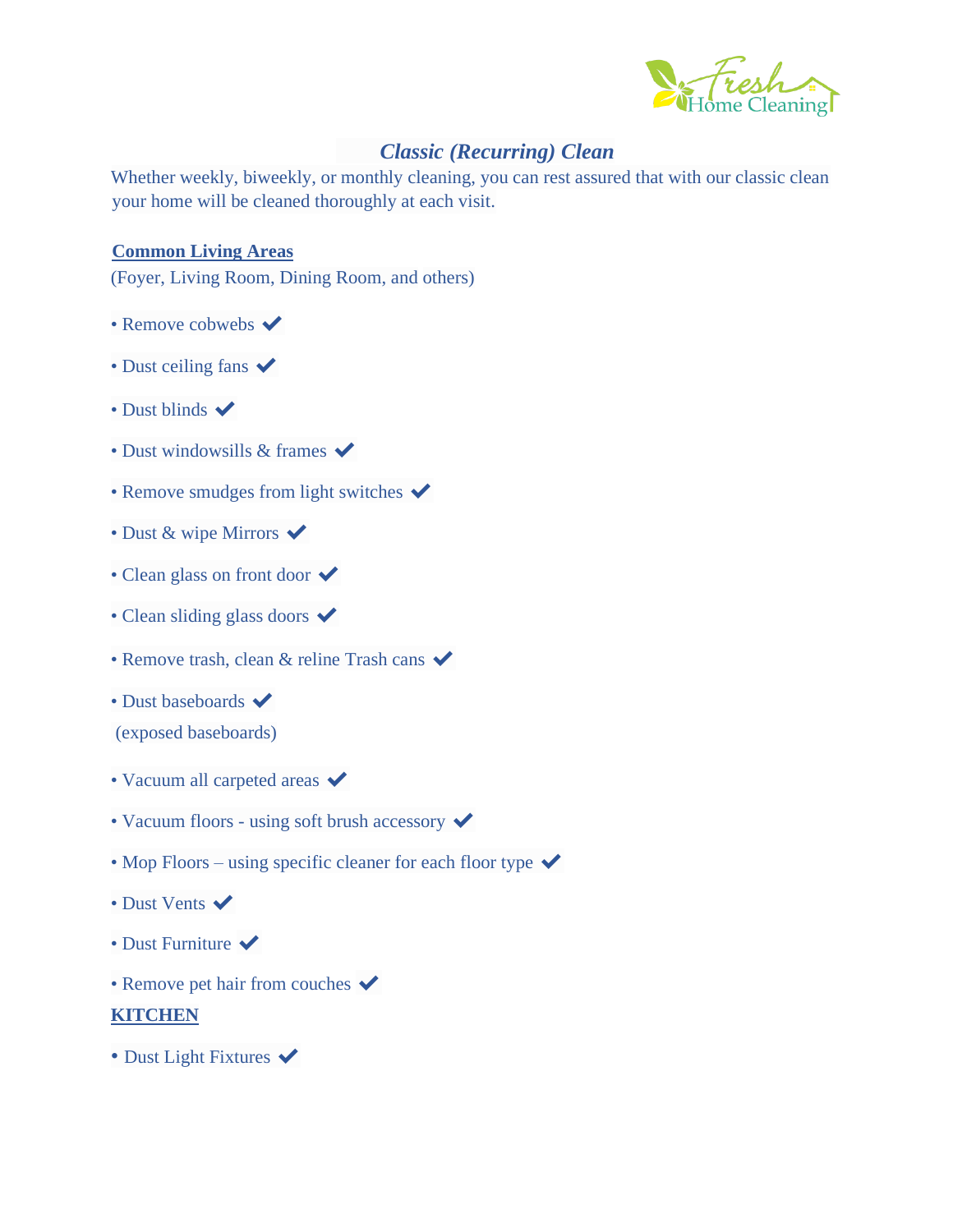## *Classic (Recurring) Clean*

Whether weekly, biweekly, or monthly cleaning, you can rest assured that with our classic clean your home will be cleaned thoroughly at each visit.

**Common Living Areas**

(Foyer, Living Room, Dining Room, and others)

- Remove cobwebs ✔
- Dust ceiling fans ✔
- Dust blinds ✔
- Dust windowsills & frames ✔
- Remove smudges from light switches ✔
- Dust & wipe Mirrors ✔
- Clean glass on front door ✔
- Clean sliding glass doors ✔
- Remove trash, clean & reline Trash cans ✔
- Dust baseboards ✔

  (exposed baseboards)
- Vacuum all carpeted areas ✔
- Vacuum floors - using soft brush accessory ✔
- Mop Floors – using specific cleaner for each floor type ✔
- Dust Vents ✔
- Dust Furniture ✔
- Remove pet hair from couches ✔

**KITCHEN**

- Dust Light Fixtures ✔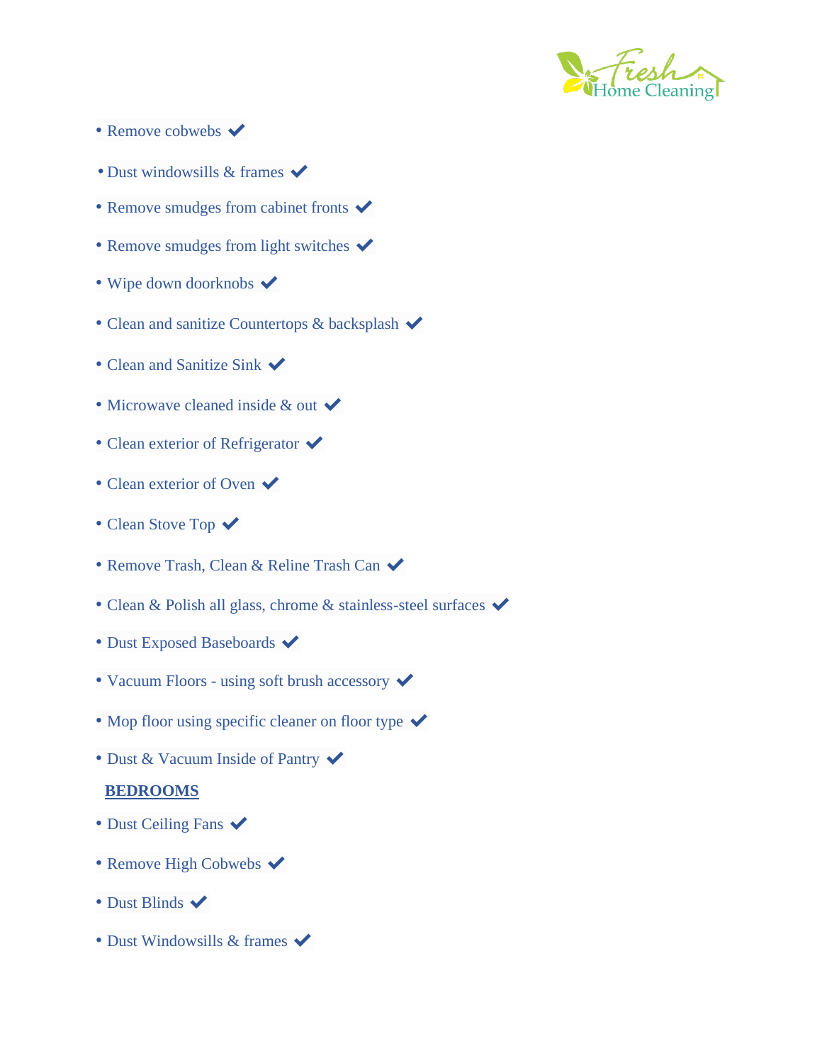- Remove cobwebs ✔
- Dust windowsills & frames ✔
- Remove smudges from cabinet fronts ✔
- Remove smudges from light switches ✔
- Wipe down doorknobs ✔
- Clean and sanitize Countertops & backsplash ✔
- Clean and Sanitize Sink ✔
- Microwave cleaned inside & out ✔
- Clean exterior of Refrigerator ✔
- Clean exterior of Oven ✔
- Clean Stove Top ✔
- Remove Trash, Clean & Reline Trash Can ✔
- Clean & Polish all glass, chrome & stainless-steel surfaces ✔
- Dust Exposed Baseboards ✔
- Vacuum Floors - using soft brush accessory ✔
- Mop floor using specific cleaner on floor type ✔
- Dust & Vacuum Inside of Pantry ✔

**BEDROOMS**

- Dust Ceiling Fans ✔
- Remove High Cobwebs ✔
- Dust Blinds ✔
- Dust Windowsills & frames ✔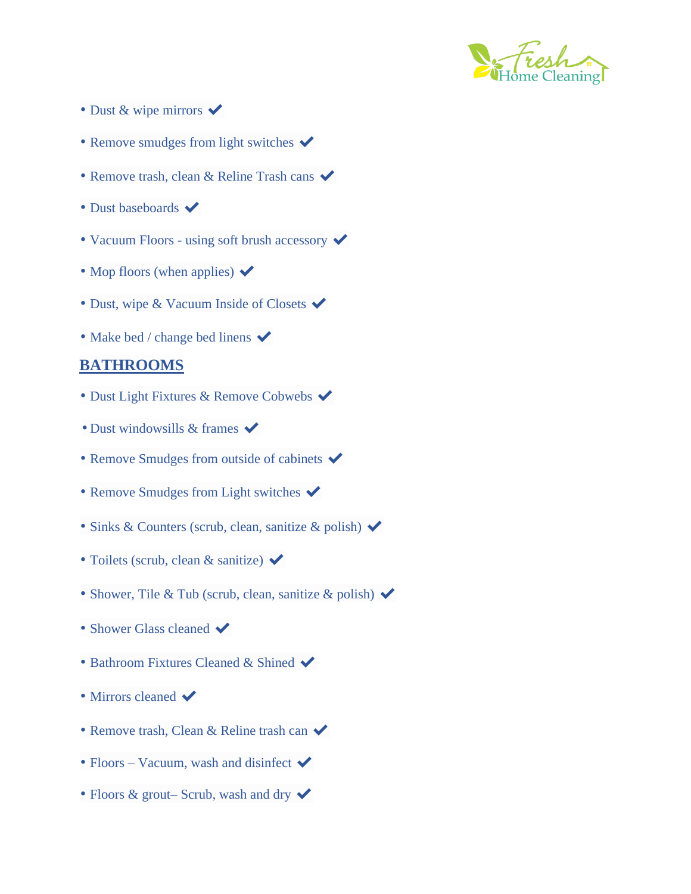- Dust & wipe mirrors ✔
- Remove smudges from light switches ✔
- Remove trash, clean & Reline Trash cans ✔
- Dust baseboards ✔
- Vacuum Floors - using soft brush accessory ✔
- Mop floors (when applies) ✔
- Dust, wipe & Vacuum Inside of Closets ✔
- Make bed / change bed linens ✔

## BATHROOMS

- Dust Light Fixtures & Remove Cobwebs ✔
- Dust windowsills & frames ✔
- Remove Smudges from outside of cabinets ✔
- Remove Smudges from Light switches ✔
- Sinks & Counters (scrub, clean, sanitize & polish) ✔
- Toilets (scrub, clean & sanitize) ✔
- Shower, Tile & Tub (scrub, clean, sanitize & polish) ✔
- Shower Glass cleaned ✔
- Bathroom Fixtures Cleaned & Shined ✔
- Mirrors cleaned ✔
- Remove trash, Clean & Reline trash can ✔
- Floors – Vacuum, wash and disinfect ✔
- Floors & grout– Scrub, wash and dry ✔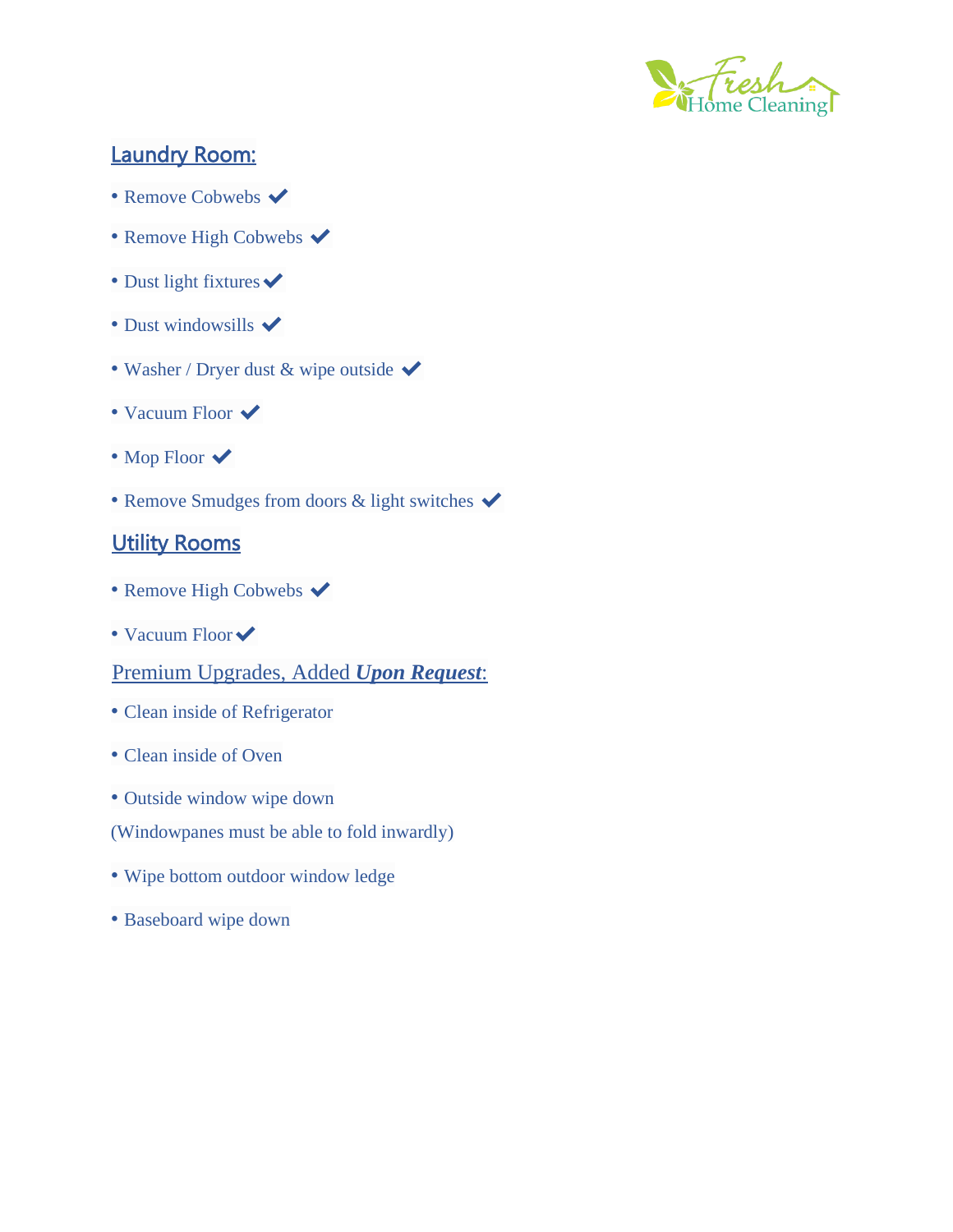## Laundry Room:

- Remove Cobwebs ✔
- Remove High Cobwebs ✔
- Dust light fixtures ✔
- Dust windowsills ✔
- Washer / Dryer dust & wipe outside ✔
- Vacuum Floor ✔
- Mop Floor ✔
- Remove Smudges from doors & light switches ✔

## Utility Rooms

- Remove High Cobwebs ✔
- Vacuum Floor ✔

## Premium Upgrades, Added ***Upon Request***:

- Clean inside of Refrigerator
- Clean inside of Oven
- Outside window wipe down

(Windowpanes must be able to fold inwardly)

- Wipe bottom outdoor window ledge
- Baseboard wipe down